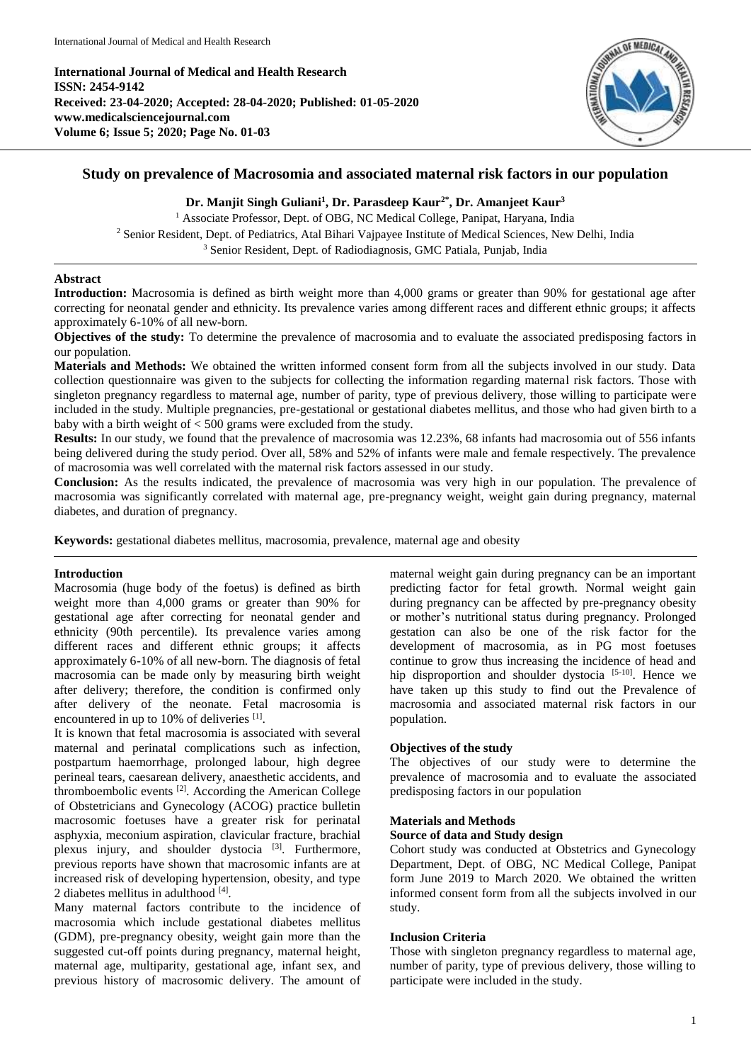# Study on prevalence of Macrosomia and associated maternal risk factors in our population

**Dr. Manjit Singh Guliani[1], Dr. Parasdeep Kaur[2*], Dr. Amanjeet Kaur[3]**

[1] Associate Professor, Dept. of OBG, NC Medical College, Panipat, Haryana, India
[2] Senior Resident, Dept. of Pediatrics, Atal Bihari Vajpayee Institute of Medical Sciences, New Delhi, India
[3] Senior Resident, Dept. of Radiodiagnosis, GMC Patiala, Punjab, India

## Abstract

**Introduction:** Macrosomia is defined as birth weight more than 4,000 grams or greater than 90% for gestational age after correcting for neonatal gender and ethnicity. Its prevalence varies among different races and different ethnic groups; it affects approximately 6-10% of all new-born.

**Objectives of the study:** To determine the prevalence of macrosomia and to evaluate the associated predisposing factors in our population.

**Materials and Methods:** We obtained the written informed consent form from all the subjects involved in our study. Data collection questionnaire was given to the subjects for collecting the information regarding maternal risk factors. Those with singleton pregnancy regardless to maternal age, number of parity, type of previous delivery, those willing to participate were included in the study. Multiple pregnancies, pre-gestational or gestational diabetes mellitus, and those who had given birth to a baby with a birth weight of < 500 grams were excluded from the study.

**Results:** In our study, we found that the prevalence of macrosomia was 12.23%, 68 infants had macrosomia out of 556 infants being delivered during the study period. Over all, 58% and 52% of infants were male and female respectively. The prevalence of macrosomia was well correlated with the maternal risk factors assessed in our study.

**Conclusion:** As the results indicated, the prevalence of macrosomia was very high in our population. The prevalence of macrosomia was significantly correlated with maternal age, pre-pregnancy weight, weight gain during pregnancy, maternal diabetes, and duration of pregnancy.

**Keywords:** gestational diabetes mellitus, macrosomia, prevalence, maternal age and obesity

## Introduction

Macrosomia (huge body of the foetus) is defined as birth weight more than 4,000 grams or greater than 90% for gestational age after correcting for neonatal gender and ethnicity (90th percentile). Its prevalence varies among different races and different ethnic groups; it affects approximately 6-10% of all new-born. The diagnosis of fetal macrosomia can be made only by measuring birth weight after delivery; therefore, the condition is confirmed only after delivery of the neonate. Fetal macrosomia is encountered in up to 10% of deliveries [1].

It is known that fetal macrosomia is associated with several maternal and perinatal complications such as infection, postpartum haemorrhage, prolonged labour, high degree perineal tears, caesarean delivery, anaesthetic accidents, and thromboembolic events [2]. According the American College of Obstetricians and Gynecology (ACOG) practice bulletin macrosomic foetuses have a greater risk for perinatal asphyxia, meconium aspiration, clavicular fracture, brachial plexus injury, and shoulder dystocia [3]. Furthermore, previous reports have shown that macrosomic infants are at increased risk of developing hypertension, obesity, and type 2 diabetes mellitus in adulthood [4].

Many maternal factors contribute to the incidence of macrosomia which include gestational diabetes mellitus (GDM), pre-pregnancy obesity, weight gain more than the suggested cut-off points during pregnancy, maternal height, maternal age, multiparity, gestational age, infant sex, and previous history of macrosomic delivery. The amount of maternal weight gain during pregnancy can be an important predicting factor for fetal growth. Normal weight gain during pregnancy can be affected by pre-pregnancy obesity or mother's nutritional status during pregnancy. Prolonged gestation can also be one of the risk factor for the development of macrosomia, as in PG most foetuses continue to grow thus increasing the incidence of head and hip disproportion and shoulder dystocia [5-10]. Hence we have taken up this study to find out the Prevalence of macrosomia and associated maternal risk factors in our population.

### Objectives of the study

The objectives of our study were to determine the prevalence of macrosomia and to evaluate the associated predisposing factors in our population

## Materials and Methods

### Source of data and Study design

Cohort study was conducted at Obstetrics and Gynecology Department, Dept. of OBG, NC Medical College, Panipat form June 2019 to March 2020. We obtained the written informed consent form from all the subjects involved in our study.

### Inclusion Criteria

Those with singleton pregnancy regardless to maternal age, number of parity, type of previous delivery, those willing to participate were included in the study.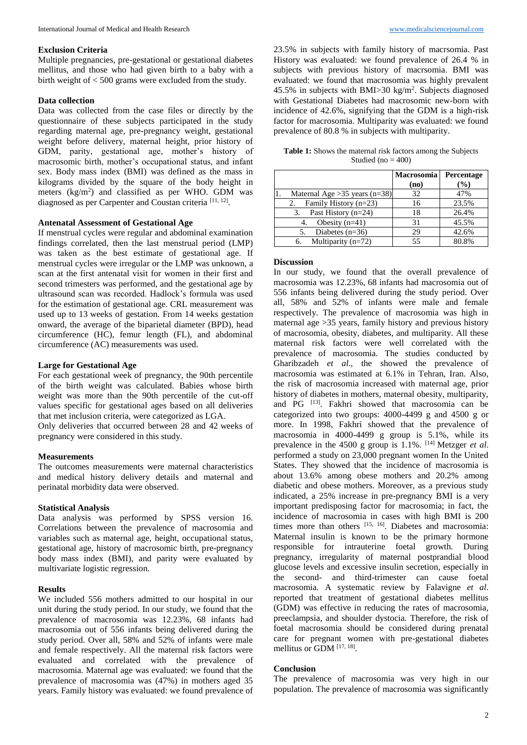### Exclusion Criteria

Multiple pregnancies, pre-gestational or gestational diabetes mellitus, and those who had given birth to a baby with a birth weight of < 500 grams were excluded from the study.

### Data collection

Data was collected from the case files or directly by the questionnaire of these subjects participated in the study regarding maternal age, pre-pregnancy weight, gestational weight before delivery, maternal height, prior history of GDM, parity, gestational age, mother's history of macrosomic birth, mother's occupational status, and infant sex. Body mass index (BMI) was defined as the mass in kilograms divided by the square of the body height in meters ($kg/m^2$) and classified as per WHO. GDM was diagnosed as per Carpenter and Coustan criteria [11, 12].

### Antenatal Assessment of Gestational Age

If menstrual cycles were regular and abdominal examination findings correlated, then the last menstrual period (LMP) was taken as the best estimate of gestational age. If menstrual cycles were irregular or the LMP was unknown, a scan at the first antenatal visit for women in their first and second trimesters was performed, and the gestational age by ultrasound scan was recorded. Hadlock's formula was used for the estimation of gestational age. CRL measurement was used up to 13 weeks of gestation. From 14 weeks gestation onward, the average of the biparietal diameter (BPD), head circumference (HC), femur length (FL), and abdominal circumference (AC) measurements was used.

### Large for Gestational Age

For each gestational week of pregnancy, the 90th percentile of the birth weight was calculated. Babies whose birth weight was more than the 90th percentile of the cut-off values specific for gestational ages based on all deliveries that met inclusion criteria, were categorized as LGA.

Only deliveries that occurred between 28 and 42 weeks of pregnancy were considered in this study.

### Measurements

The outcomes measurements were maternal characteristics and medical history delivery details and maternal and perinatal morbidity data were observed.

### Statistical Analysis

Data analysis was performed by SPSS version 16. Correlations between the prevalence of macrosomia and variables such as maternal age, height, occupational status, gestational age, history of macrosomic birth, pre-pregnancy body mass index (BMI), and parity were evaluated by multivariate logistic regression.

### Results

We included 556 mothers admitted to our hospital in our unit during the study period. In our study, we found that the prevalence of macrosomia was 12.23%, 68 infants had macrosomia out of 556 infants being delivering during the study period. Over all, 58% and 52% of infants were male and female respectively. All the maternal risk factors were evaluated and correlated with the prevalence of macrosomia. Maternal age was evaluated: we found that the prevalence of macrosomia was (47%) in mothers aged 35 years. Family history was evaluated: we found prevalence of 23.5% in subjects with family history of macrsomia. Past History was evaluated: we found prevalence of 26.4 % in subjects with previous history of macrsomia. BMI was evaluated: we found that macrosomia was highly prevalent 45.5% in subjects with BMI>30 $kg/m^2$. Subjects diagnosed with Gestational Diabetes had macrosomic new-born with incidence of 42.6%, signifying that the GDM is a high-risk factor for macrosomia. Multiparity was evaluated: we found prevalence of 80.8 % in subjects with multiparity.

**Table 1:** Shows the maternal risk factors among the Subjects Studied (no = 400)

| | Macrosomia (no) | Percentage (%) |
|---|---|---|
| 1. Maternal Age >35 years (n=38) | 32 | 47% |
| 2. Family History (n=23) | 16 | 23.5% |
| 3. Past History (n=24) | 18 | 26.4% |
| 4. Obesity (n=41) | 31 | 45.5% |
| 5. Diabetes (n=36) | 29 | 42.6% |
| 6. Multiparity (n=72) | 55 | 80.8% |

### Discussion

In our study, we found that the overall prevalence of macrosomia was 12.23%, 68 infants had macrosomia out of 556 infants being delivered during the study period. Over all, 58% and 52% of infants were male and female respectively. The prevalence of macrosomia was high in maternal age >35 years, family history and previous history of macrosomia, obesity, diabetes, and multiparity. All these maternal risk factors were well correlated with the prevalence of macrosomia. The studies conducted by Gharibzadeh *et al*., the showed the prevalence of macrosomia was estimated at 6.1% in Tehran, Iran. Also, the risk of macrosomia increased with maternal age, prior history of diabetes in mothers, maternal obesity, multiparity, and PG [13]. Fakhri showed that macrosomia can be categorized into two groups: 4000-4499 g and 4500 g or more. In 1998, Fakhri showed that the prevalence of macrosomia in 4000-4499 g group is 5.1%, while its prevalence in the 4500 g group is 1.1%. [14] Metzger *et al*. performed a study on 23,000 pregnant women In the United States. They showed that the incidence of macrosomia is about 13.6% among obese mothers and 20.2% among diabetic and obese mothers. Moreover, as a previous study indicated, a 25% increase in pre-pregnancy BMI is a very important predisposing factor for macrosomia; in fact, the incidence of macrosomia in cases with high BMI is 200 times more than others [15, 16]. Diabetes and macrosomia: Maternal insulin is known to be the primary hormone responsible for intrauterine foetal growth. During pregnancy, irregularity of maternal postprandial blood glucose levels and excessive insulin secretion, especially in the second- and third-trimester can cause foetal macrosomia. A systematic review by Falavigne *et al*. reported that treatment of gestational diabetes mellitus (GDM) was effective in reducing the rates of macrosomia, preeclampsia, and shoulder dystocia. Therefore, the risk of foetal macrosomia should be considered during prenatal care for pregnant women with pre-gestational diabetes mellitus or GDM [17, 18].

### Conclusion

The prevalence of macrosomia was very high in our population. The prevalence of macrosomia was significantly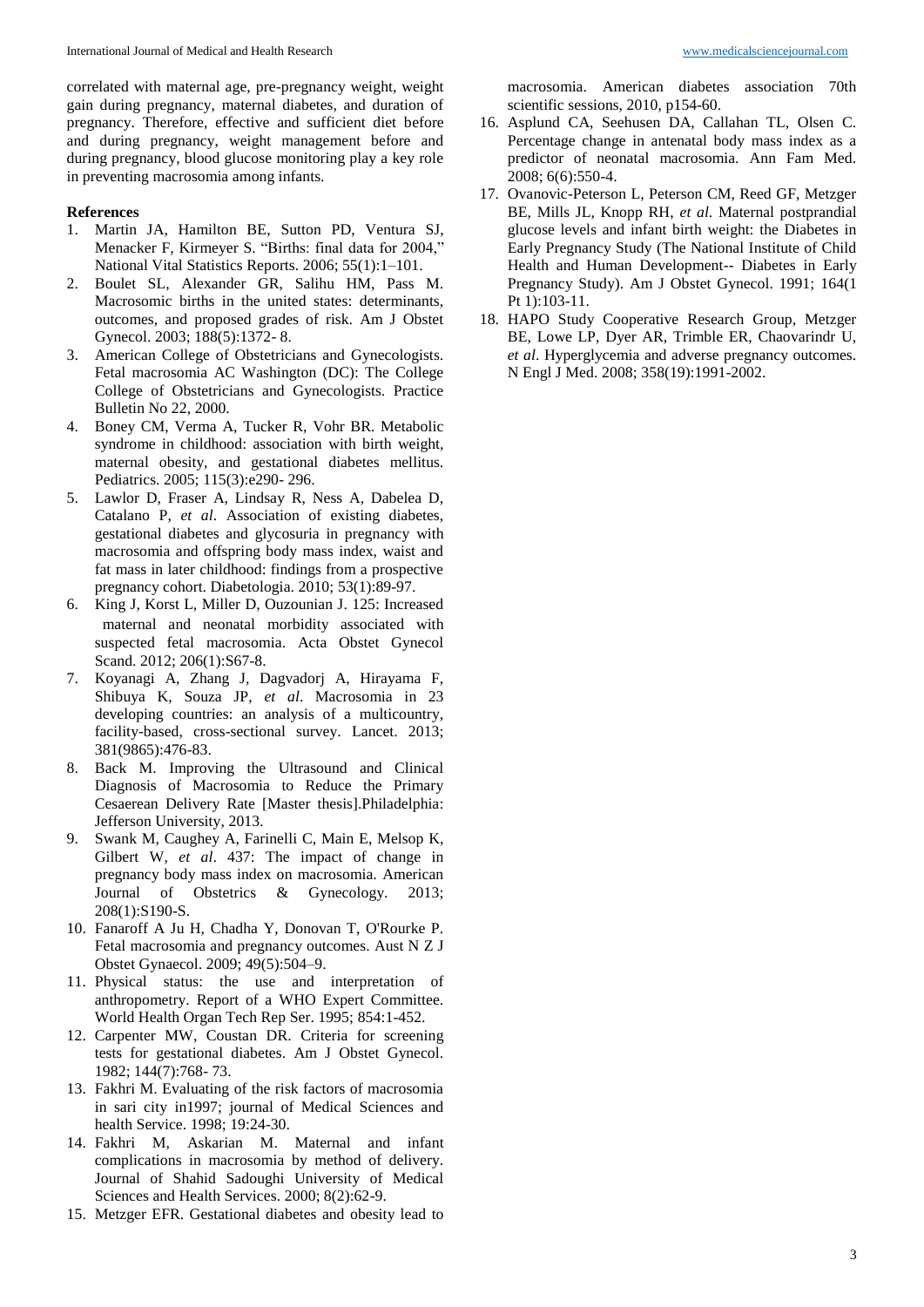correlated with maternal age, pre-pregnancy weight, weight gain during pregnancy, maternal diabetes, and duration of pregnancy. Therefore, effective and sufficient diet before and during pregnancy, weight management before and during pregnancy, blood glucose monitoring play a key role in preventing macrosomia among infants.

**References**

1. Martin JA, Hamilton BE, Sutton PD, Ventura SJ, Menacker F, Kirmeyer S. "Births: final data for 2004," National Vital Statistics Reports. 2006; 55(1):1–101.
2. Boulet SL, Alexander GR, Salihu HM, Pass M. Macrosomic births in the united states: determinants, outcomes, and proposed grades of risk. Am J Obstet Gynecol. 2003; 188(5):1372- 8.
3. American College of Obstetricians and Gynecologists. Fetal macrosomia AC Washington (DC): The College College of Obstetricians and Gynecologists. Practice Bulletin No 22, 2000.
4. Boney CM, Verma A, Tucker R, Vohr BR. Metabolic syndrome in childhood: association with birth weight, maternal obesity, and gestational diabetes mellitus. Pediatrics. 2005; 115(3):e290- 296.
5. Lawlor D, Fraser A, Lindsay R, Ness A, Dabelea D, Catalano P, *et al*. Association of existing diabetes, gestational diabetes and glycosuria in pregnancy with macrosomia and offspring body mass index, waist and fat mass in later childhood: findings from a prospective pregnancy cohort. Diabetologia. 2010; 53(1):89-97.
6. King J, Korst L, Miller D, Ouzounian J. 125: Increased maternal and neonatal morbidity associated with suspected fetal macrosomia. Acta Obstet Gynecol Scand. 2012; 206(1):S67-8.
7. Koyanagi A, Zhang J, Dagvadorj A, Hirayama F, Shibuya K, Souza JP, *et al*. Macrosomia in 23 developing countries: an analysis of a multicountry, facility-based, cross-sectional survey. Lancet. 2013; 381(9865):476-83.
8. Back M. Improving the Ultrasound and Clinical Diagnosis of Macrosomia to Reduce the Primary Cesaerean Delivery Rate [Master thesis].Philadelphia: Jefferson University, 2013.
9. Swank M, Caughey A, Farinelli C, Main E, Melsop K, Gilbert W, *et al*. 437: The impact of change in pregnancy body mass index on macrosomia. American Journal of Obstetrics & Gynecology. 2013; 208(1):S190-S.
10. Fanaroff A Ju H, Chadha Y, Donovan T, O'Rourke P. Fetal macrosomia and pregnancy outcomes. Aust N Z J Obstet Gynaecol. 2009; 49(5):504–9.
11. Physical status: the use and interpretation of anthropometry. Report of a WHO Expert Committee. World Health Organ Tech Rep Ser. 1995; 854:1-452.
12. Carpenter MW, Coustan DR. Criteria for screening tests for gestational diabetes. Am J Obstet Gynecol. 1982; 144(7):768- 73.
13. Fakhri M. Evaluating of the risk factors of macrosomia in sari city in1997; journal of Medical Sciences and health Service. 1998; 19:24-30.
14. Fakhri M, Askarian M. Maternal and infant complications in macrosomia by method of delivery. Journal of Shahid Sadoughi University of Medical Sciences and Health Services. 2000; 8(2):62-9.
15. Metzger EFR. Gestational diabetes and obesity lead to macrosomia. American diabetes association 70th scientific sessions, 2010, p154-60.
16. Asplund CA, Seehusen DA, Callahan TL, Olsen C. Percentage change in antenatal body mass index as a predictor of neonatal macrosomia. Ann Fam Med. 2008; 6(6):550-4.
17. Ovanovic-Peterson L, Peterson CM, Reed GF, Metzger BE, Mills JL, Knopp RH, *et al*. Maternal postprandial glucose levels and infant birth weight: the Diabetes in Early Pregnancy Study (The National Institute of Child Health and Human Development-- Diabetes in Early Pregnancy Study). Am J Obstet Gynecol. 1991; 164(1 Pt 1):103-11.
18. HAPO Study Cooperative Research Group, Metzger BE, Lowe LP, Dyer AR, Trimble ER, Chaovarindr U, *et al*. Hyperglycemia and adverse pregnancy outcomes. N Engl J Med. 2008; 358(19):1991-2002.